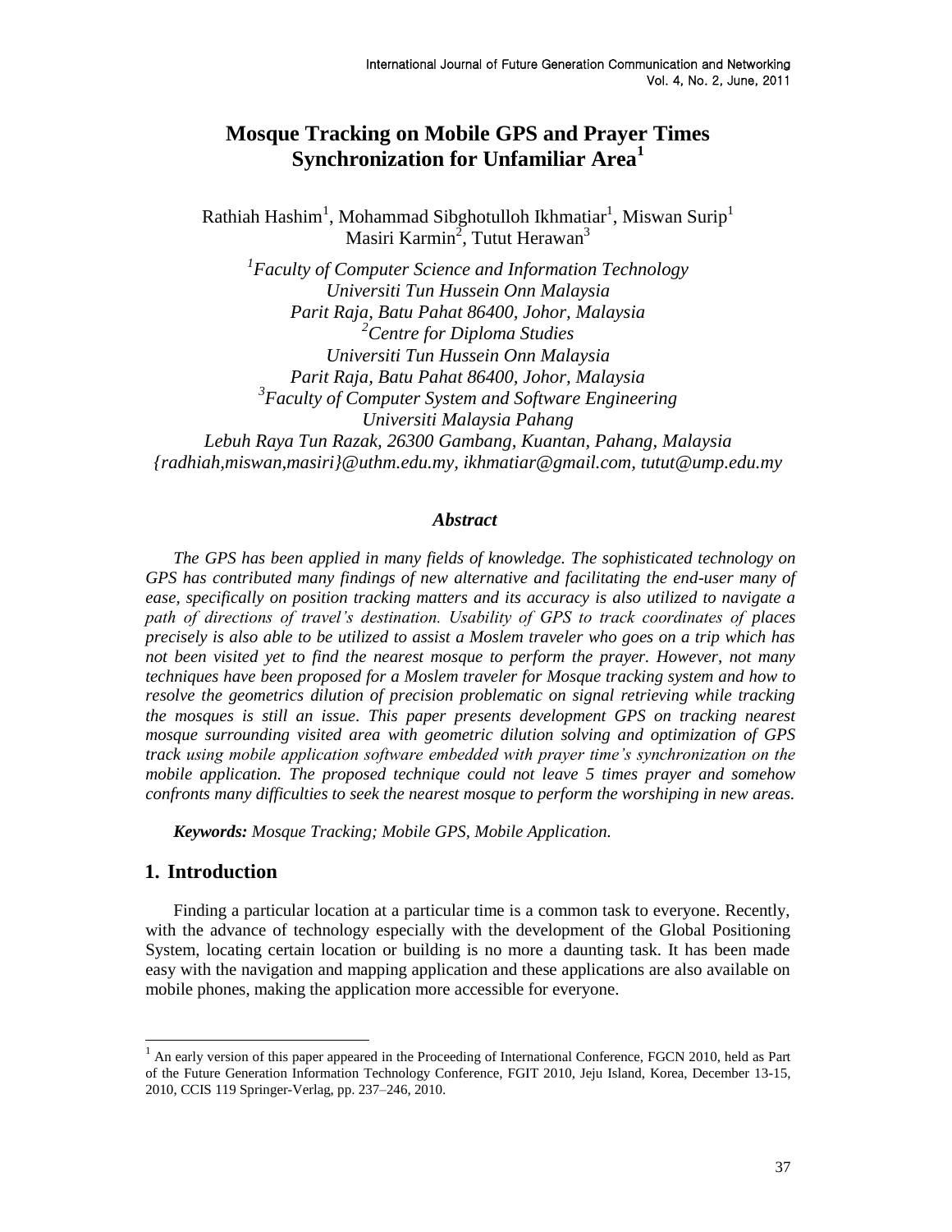# Mosque Tracking on Mobile GPS and Prayer Times Synchronization for Unfamiliar Area[1]

Rathiah Hashim[1], Mohammad Sibghotulloh Ikhmatiar[1], Miswan Surip[1] Masiri Karmin[2], Tutut Herawan[3]

*[1]Faculty of Computer Science and Information Technology*
*Universiti Tun Hussein Onn Malaysia*
*Parit Raja, Batu Pahat 86400, Johor, Malaysia*
*[2]Centre for Diploma Studies*
*Universiti Tun Hussein Onn Malaysia*
*Parit Raja, Batu Pahat 86400, Johor, Malaysia*
*[3]Faculty of Computer System and Software Engineering*
*Universiti Malaysia Pahang*
*Lebuh Raya Tun Razak, 26300 Gambang, Kuantan, Pahang, Malaysia*
*{radhiah,miswan,masiri}@uthm.edu.my, ikhmatiar@gmail.com, tutut@ump.edu.my*

### *Abstract*

*The GPS has been applied in many fields of knowledge. The sophisticated technology on GPS has contributed many findings of new alternative and facilitating the end-user many of ease, specifically on position tracking matters and its accuracy is also utilized to navigate a path of directions of travel's destination. Usability of GPS to track coordinates of places precisely is also able to be utilized to assist a Moslem traveler who goes on a trip which has not been visited yet to find the nearest mosque to perform the prayer. However, not many techniques have been proposed for a Moslem traveler for Mosque tracking system and how to resolve the geometrics dilution of precision problematic on signal retrieving while tracking the mosques is still an issue. This paper presents development GPS on tracking nearest mosque surrounding visited area with geometric dilution solving and optimization of GPS track using mobile application software embedded with prayer time's synchronization on the mobile application. The proposed technique could not leave 5 times prayer and somehow confronts many difficulties to seek the nearest mosque to perform the worshiping in new areas.*

***Keywords:*** *Mosque Tracking; Mobile GPS, Mobile Application.*

## 1. Introduction

Finding a particular location at a particular time is a common task to everyone. Recently, with the advance of technology especially with the development of the Global Positioning System, locating certain location or building is no more a daunting task. It has been made easy with the navigation and mapping application and these applications are also available on mobile phones, making the application more accessible for everyone.

---

[1] An early version of this paper appeared in the Proceeding of International Conference, FGCN 2010, held as Part of the Future Generation Information Technology Conference, FGIT 2010, Jeju Island, Korea, December 13-15, 2010, CCIS 119 Springer-Verlag, pp. 237–246, 2010.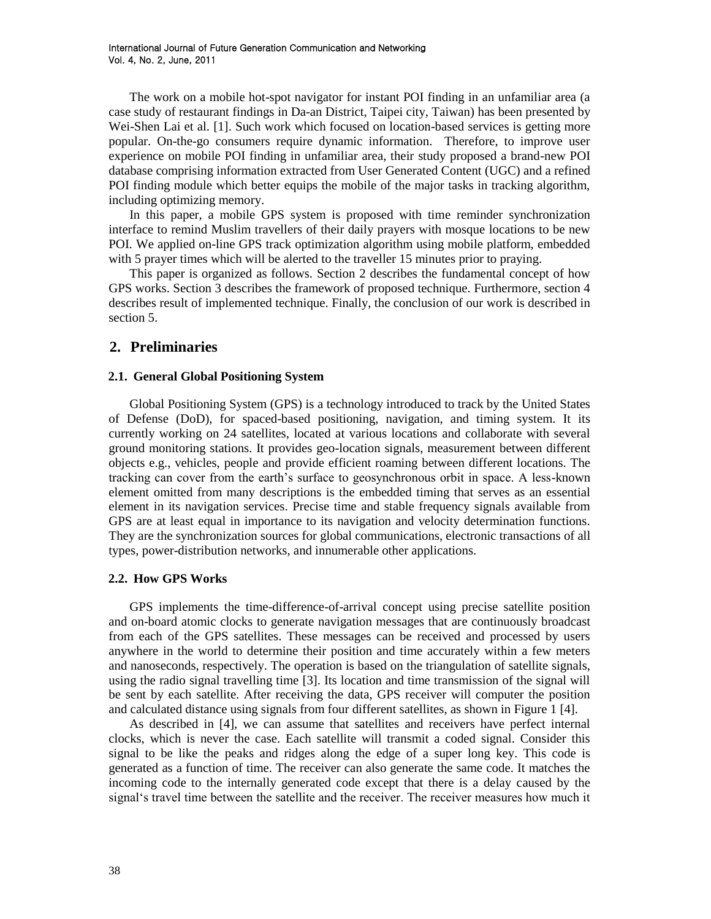The work on a mobile hot-spot navigator for instant POI finding in an unfamiliar area (a case study of restaurant findings in Da-an District, Taipei city, Taiwan) has been presented by Wei-Shen Lai et al. [1]. Such work which focused on location-based services is getting more popular. On-the-go consumers require dynamic information. Therefore, to improve user experience on mobile POI finding in unfamiliar area, their study proposed a brand-new POI database comprising information extracted from User Generated Content (UGC) and a refined POI finding module which better equips the mobile of the major tasks in tracking algorithm, including optimizing memory.

In this paper, a mobile GPS system is proposed with time reminder synchronization interface to remind Muslim travellers of their daily prayers with mosque locations to be new POI. We applied on-line GPS track optimization algorithm using mobile platform, embedded with 5 prayer times which will be alerted to the traveller 15 minutes prior to praying.

This paper is organized as follows. Section 2 describes the fundamental concept of how GPS works. Section 3 describes the framework of proposed technique. Furthermore, section 4 describes result of implemented technique. Finally, the conclusion of our work is described in section 5.

## 2. Preliminaries

### 2.1. General Global Positioning System

Global Positioning System (GPS) is a technology introduced to track by the United States of Defense (DoD), for spaced-based positioning, navigation, and timing system. It its currently working on 24 satellites, located at various locations and collaborate with several ground monitoring stations. It provides geo-location signals, measurement between different objects e.g., vehicles, people and provide efficient roaming between different locations. The tracking can cover from the earth's surface to geosynchronous orbit in space. A less-known element omitted from many descriptions is the embedded timing that serves as an essential element in its navigation services. Precise time and stable frequency signals available from GPS are at least equal in importance to its navigation and velocity determination functions. They are the synchronization sources for global communications, electronic transactions of all types, power-distribution networks, and innumerable other applications.

### 2.2. How GPS Works

GPS implements the time-difference-of-arrival concept using precise satellite position and on-board atomic clocks to generate navigation messages that are continuously broadcast from each of the GPS satellites. These messages can be received and processed by users anywhere in the world to determine their position and time accurately within a few meters and nanoseconds, respectively. The operation is based on the triangulation of satellite signals, using the radio signal travelling time [3]. Its location and time transmission of the signal will be sent by each satellite. After receiving the data, GPS receiver will computer the position and calculated distance using signals from four different satellites, as shown in Figure 1 [4].

As described in [4], we can assume that satellites and receivers have perfect internal clocks, which is never the case. Each satellite will transmit a coded signal. Consider this signal to be like the peaks and ridges along the edge of a super long key. This code is generated as a function of time. The receiver can also generate the same code. It matches the incoming code to the internally generated code except that there is a delay caused by the signal's travel time between the satellite and the receiver. The receiver measures how much it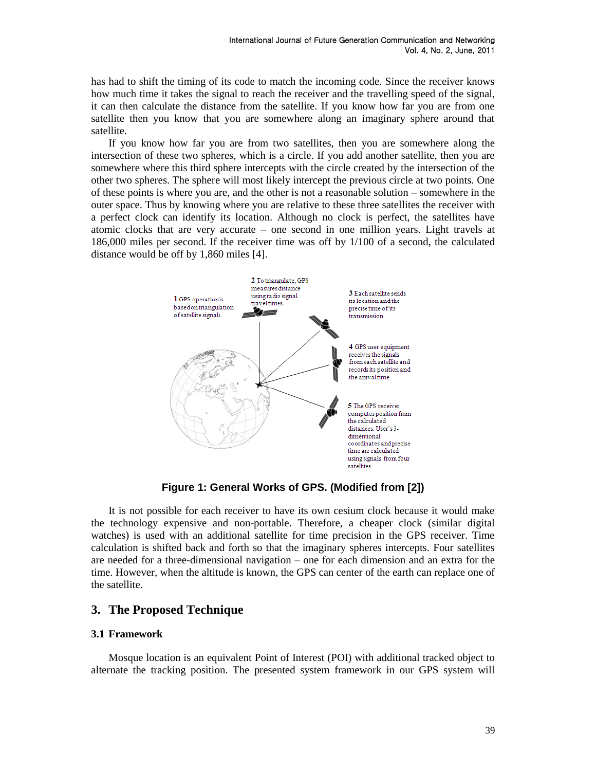has had to shift the timing of its code to match the incoming code. Since the receiver knows how much time it takes the signal to reach the receiver and the travelling speed of the signal, it can then calculate the distance from the satellite. If you know how far you are from one satellite then you know that you are somewhere along an imaginary sphere around that satellite.

If you know how far you are from two satellites, then you are somewhere along the intersection of these two spheres, which is a circle. If you add another satellite, then you are somewhere where this third sphere intercepts with the circle created by the intersection of the other two spheres. The sphere will most likely intercept the previous circle at two points. One of these points is where you are, and the other is not a reasonable solution – somewhere in the outer space. Thus by knowing where you are relative to these three satellites the receiver with a perfect clock can identify its location. Although no clock is perfect, the satellites have atomic clocks that are very accurate – one second in one million years. Light travels at 186,000 miles per second. If the receiver time was off by 1/100 of a second, the calculated distance would be off by 1,860 miles [4].

1 GPS operation is based on triangulation of satellite signals.

2 To triangulate, GPS measures distance using radio signal travel times.

3 Each satellite sends its location and the precise time of its transmission.

4 GPS user equipment receives the signals from each satellite and records its position and the arrival time.

5 The GPS receiver computes position from the calculated distances. User's 3-dimentional coordinates and precise time are calculated using signals from four satellites

**Figure 1: General Works of GPS. (Modified from [2])**

It is not possible for each receiver to have its own cesium clock because it would make the technology expensive and non-portable. Therefore, a cheaper clock (similar digital watches) is used with an additional satellite for time precision in the GPS receiver. Time calculation is shifted back and forth so that the imaginary spheres intercepts. Four satellites are needed for a three-dimensional navigation – one for each dimension and an extra for the time. However, when the altitude is known, the GPS can center of the earth can replace one of the satellite.

## 3. The Proposed Technique

### 3.1 Framework

Mosque location is an equivalent Point of Interest (POI) with additional tracked object to alternate the tracking position. The presented system framework in our GPS system will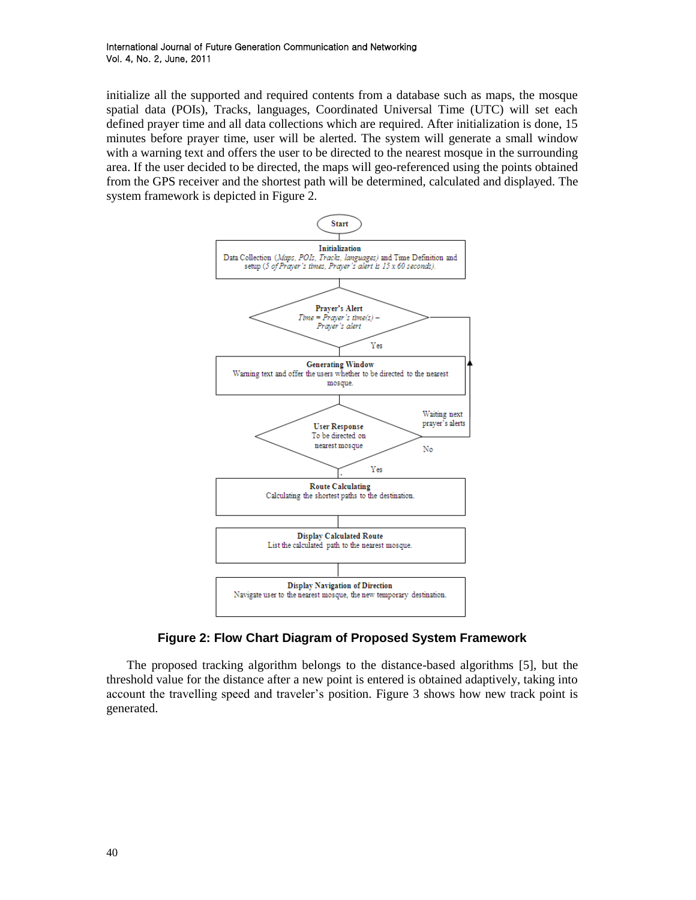initialize all the supported and required contents from a database such as maps, the mosque spatial data (POIs), Tracks, languages, Coordinated Universal Time (UTC) will set each defined prayer time and all data collections which are required. After initialization is done, 15 minutes before prayer time, user will be alerted. The system will generate a small window with a warning text and offers the user to be directed to the nearest mosque in the surrounding area. If the user decided to be directed, the maps will geo-referenced using the points obtained from the GPS receiver and the shortest path will be determined, calculated and displayed. The system framework is depicted in Figure 2.

Start

**Initialization**
Data Collection (*Maps, POIs, Tracks, languages*) and Time Definition and setup (*5 of Prayer's times, Prayer's alert is 15 x 60 seconds*).

**Prayer's Alert**
*Time = Prayer's time(s) – Prayer's alert*

Yes

**Generating Window**
Warning text and offer the users whether to be directed to the nearest mosque.

**User Response**
To be directed on nearest mosque

No — Waiting next prayer's alerts

Yes

**Route Calculating**
Calculating the shortest paths to the destination.

**Display Calculated Route**
List the calculated path to the nearest mosque.

**Display Navigation of Direction**
Navigate user to the nearest mosque, the new temporary destination.

**Figure 2: Flow Chart Diagram of Proposed System Framework**

The proposed tracking algorithm belongs to the distance-based algorithms [5], but the threshold value for the distance after a new point is entered is obtained adaptively, taking into account the travelling speed and traveler's position. Figure 3 shows how new track point is generated.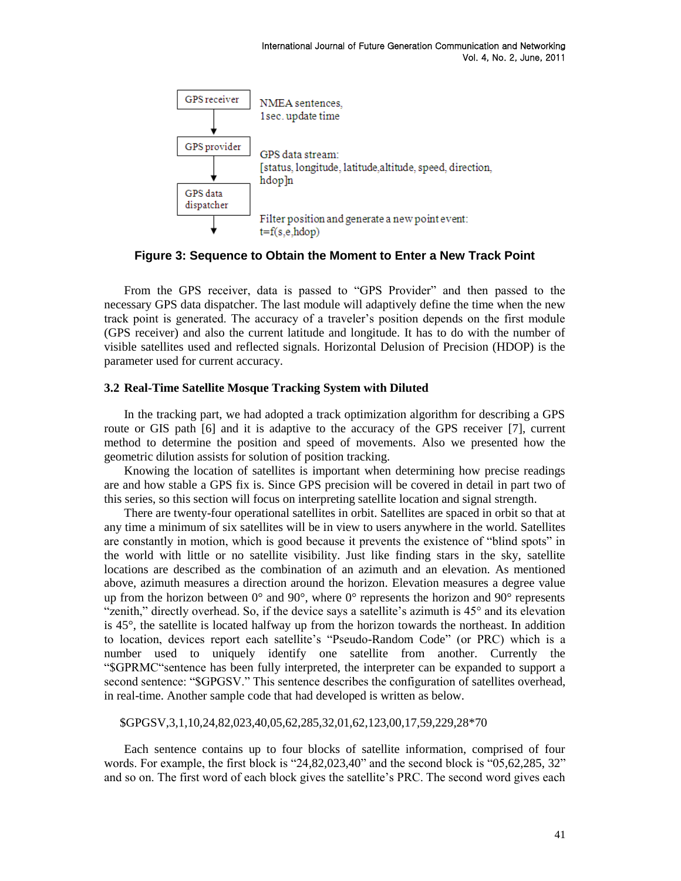GPS receiver → NMEA sentences, 1sec. update time

GPS provider → GPS data stream: [status, longitude, latitude,altitude, speed, direction, hdop]n

GPS data dispatcher → Filter position and generate a new point event: t=f(s,e,hdop)

**Figure 3: Sequence to Obtain the Moment to Enter a New Track Point**

From the GPS receiver, data is passed to "GPS Provider" and then passed to the necessary GPS data dispatcher. The last module will adaptively define the time when the new track point is generated. The accuracy of a traveler's position depends on the first module (GPS receiver) and also the current latitude and longitude. It has to do with the number of visible satellites used and reflected signals. Horizontal Delusion of Precision (HDOP) is the parameter used for current accuracy.

### 3.2 Real-Time Satellite Mosque Tracking System with Diluted

In the tracking part, we had adopted a track optimization algorithm for describing a GPS route or GIS path [6] and it is adaptive to the accuracy of the GPS receiver [7], current method to determine the position and speed of movements. Also we presented how the geometric dilution assists for solution of position tracking.

Knowing the location of satellites is important when determining how precise readings are and how stable a GPS fix is. Since GPS precision will be covered in detail in part two of this series, so this section will focus on interpreting satellite location and signal strength.

There are twenty-four operational satellites in orbit. Satellites are spaced in orbit so that at any time a minimum of six satellites will be in view to users anywhere in the world. Satellites are constantly in motion, which is good because it prevents the existence of "blind spots" in the world with little or no satellite visibility. Just like finding stars in the sky, satellite locations are described as the combination of an azimuth and an elevation. As mentioned above, azimuth measures a direction around the horizon. Elevation measures a degree value up from the horizon between 0° and 90°, where 0° represents the horizon and 90° represents "zenith," directly overhead. So, if the device says a satellite's azimuth is 45° and its elevation is 45°, the satellite is located halfway up from the horizon towards the northeast. In addition to location, devices report each satellite's "Pseudo-Random Code" (or PRC) which is a number used to uniquely identify one satellite from another. Currently the "$GPRMC"sentence has been fully interpreted, the interpreter can be expanded to support a second sentence: "$GPGSV." This sentence describes the configuration of satellites overhead, in real-time. Another sample code that had developed is written as below.

```
$GPGSV,3,1,10,24,82,023,40,05,62,285,32,01,62,123,00,17,59,229,28*70
```

Each sentence contains up to four blocks of satellite information, comprised of four words. For example, the first block is "24,82,023,40" and the second block is "05,62,285, 32" and so on. The first word of each block gives the satellite's PRC. The second word gives each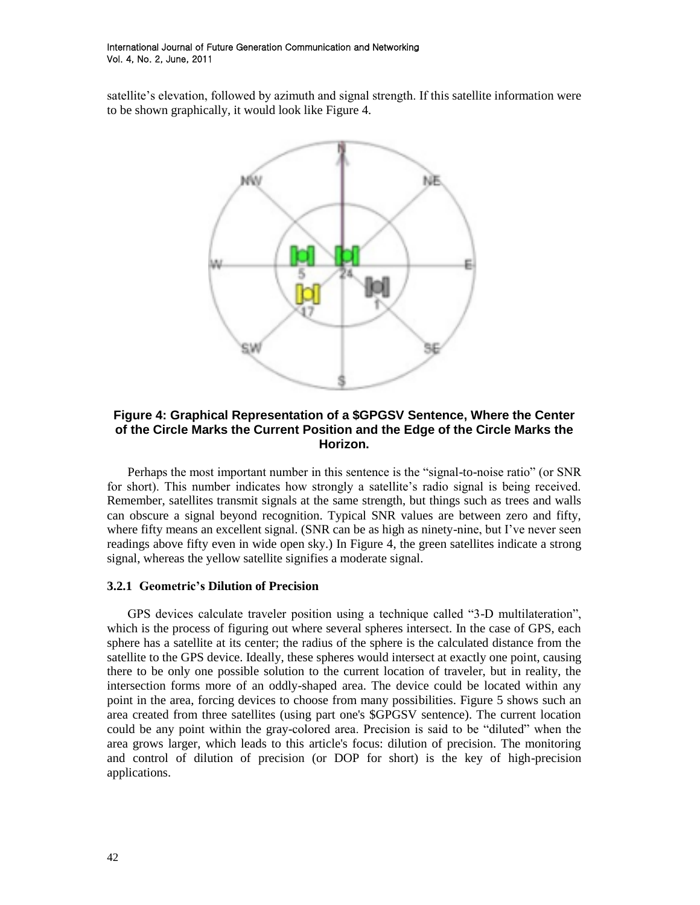satellite's elevation, followed by azimuth and signal strength. If this satellite information were to be shown graphically, it would look like Figure 4.

**Figure 4: Graphical Representation of a $GPGSV Sentence, Where the Center of the Circle Marks the Current Position and the Edge of the Circle Marks the Horizon.**

Perhaps the most important number in this sentence is the "signal-to-noise ratio" (or SNR for short). This number indicates how strongly a satellite's radio signal is being received. Remember, satellites transmit signals at the same strength, but things such as trees and walls can obscure a signal beyond recognition. Typical SNR values are between zero and fifty, where fifty means an excellent signal. (SNR can be as high as ninety-nine, but I've never seen readings above fifty even in wide open sky.) In Figure 4, the green satellites indicate a strong signal, whereas the yellow satellite signifies a moderate signal.

### 3.2.1 Geometric's Dilution of Precision

GPS devices calculate traveler position using a technique called "3-D multilateration", which is the process of figuring out where several spheres intersect. In the case of GPS, each sphere has a satellite at its center; the radius of the sphere is the calculated distance from the satellite to the GPS device. Ideally, these spheres would intersect at exactly one point, causing there to be only one possible solution to the current location of traveler, but in reality, the intersection forms more of an oddly-shaped area. The device could be located within any point in the area, forcing devices to choose from many possibilities. Figure 5 shows such an area created from three satellites (using part one's $GPGSV sentence). The current location could be any point within the gray-colored area. Precision is said to be "diluted" when the area grows larger, which leads to this article's focus: dilution of precision. The monitoring and control of dilution of precision (or DOP for short) is the key of high-precision applications.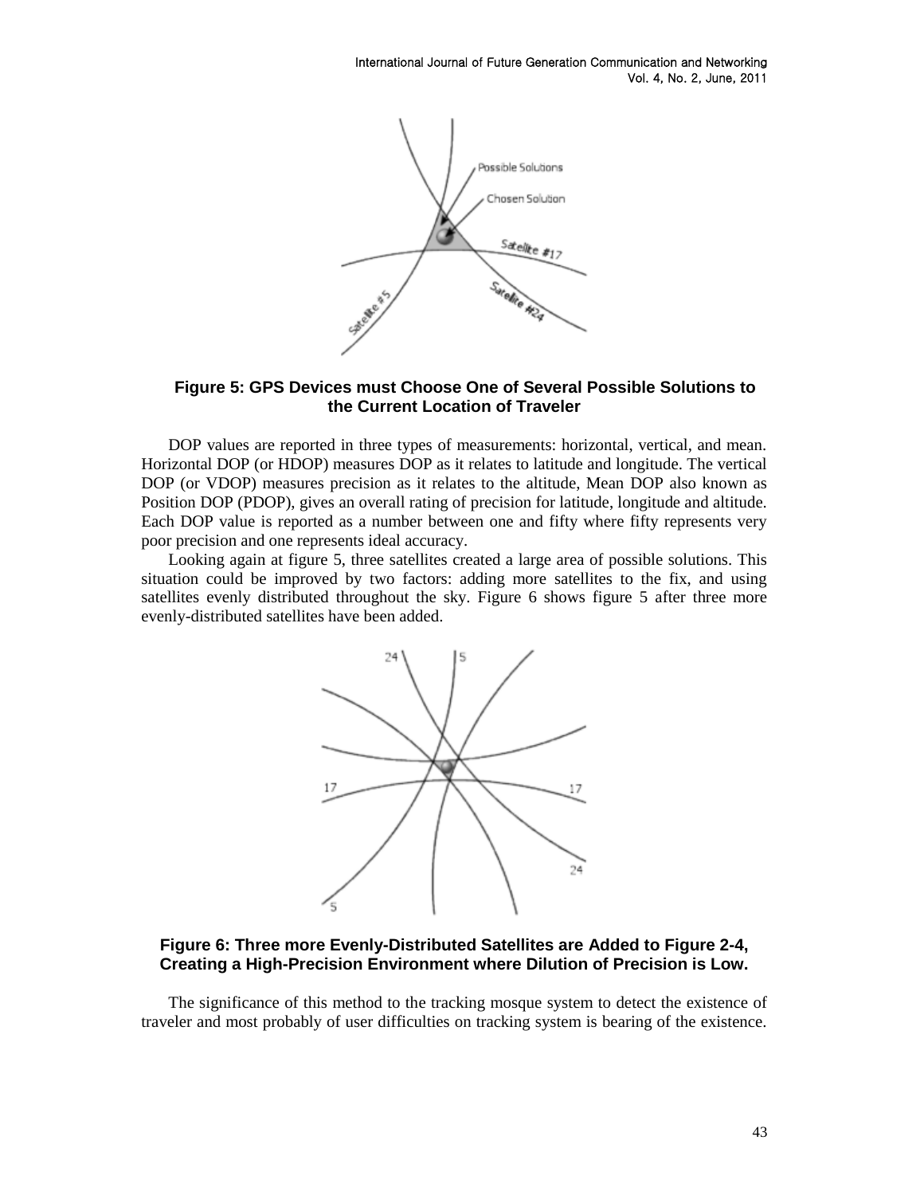**Figure 5: GPS Devices must Choose One of Several Possible Solutions to the Current Location of Traveler**

DOP values are reported in three types of measurements: horizontal, vertical, and mean. Horizontal DOP (or HDOP) measures DOP as it relates to latitude and longitude. The vertical DOP (or VDOP) measures precision as it relates to the altitude, Mean DOP also known as Position DOP (PDOP), gives an overall rating of precision for latitude, longitude and altitude. Each DOP value is reported as a number between one and fifty where fifty represents very poor precision and one represents ideal accuracy.

Looking again at figure 5, three satellites created a large area of possible solutions. This situation could be improved by two factors: adding more satellites to the fix, and using satellites evenly distributed throughout the sky. Figure 6 shows figure 5 after three more evenly-distributed satellites have been added.

**Figure 6: Three more Evenly-Distributed Satellites are Added to Figure 2-4, Creating a High-Precision Environment where Dilution of Precision is Low.**

The significance of this method to the tracking mosque system to detect the existence of traveler and most probably of user difficulties on tracking system is bearing of the existence.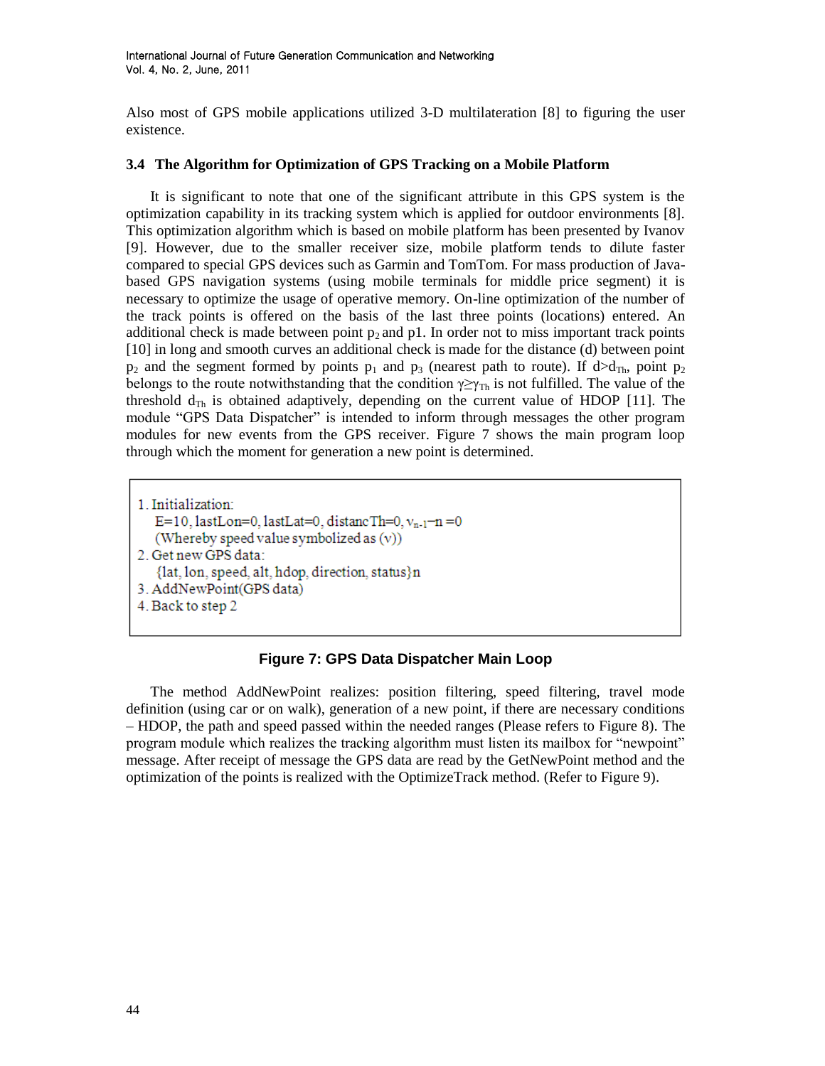Also most of GPS mobile applications utilized 3-D multilateration [8] to figuring the user existence.

### 3.4 The Algorithm for Optimization of GPS Tracking on a Mobile Platform

It is significant to note that one of the significant attribute in this GPS system is the optimization capability in its tracking system which is applied for outdoor environments [8]. This optimization algorithm which is based on mobile platform has been presented by Ivanov [9]. However, due to the smaller receiver size, mobile platform tends to dilute faster compared to special GPS devices such as Garmin and TomTom. For mass production of Java-based GPS navigation systems (using mobile terminals for middle price segment) it is necessary to optimize the usage of operative memory. On-line optimization of the number of the track points is offered on the basis of the last three points (locations) entered. An additional check is made between point $p_2$ and p1. In order not to miss important track points [10] in long and smooth curves an additional check is made for the distance (d) between point $p_2$ and the segment formed by points $p_1$ and $p_3$ (nearest path to route). If $d>d_{Th}$, point $p_2$ belongs to the route notwithstanding that the condition $\gamma \geq \gamma_{Th}$ is not fulfilled. The value of the threshold $d_{Th}$ is obtained adaptively, depending on the current value of HDOP [11]. The module "GPS Data Dispatcher" is intended to inform through messages the other program modules for new events from the GPS receiver. Figure 7 shows the main program loop through which the moment for generation a new point is determined.

1. Initialization:
   E=10, lastLon=0, lastLat=0, distancTh=0, $v_{n-1}$=n =0
   (Whereby speed value symbolized as (v))
2. Get new GPS data:
   {lat, lon, speed, alt, hdop, direction, status}n
3. AddNewPoint(GPS data)
4. Back to step 2

**Figure 7: GPS Data Dispatcher Main Loop**

The method AddNewPoint realizes: position filtering, speed filtering, travel mode definition (using car or on walk), generation of a new point, if there are necessary conditions – HDOP, the path and speed passed within the needed ranges (Please refers to Figure 8). The program module which realizes the tracking algorithm must listen its mailbox for "newpoint" message. After receipt of message the GPS data are read by the GetNewPoint method and the optimization of the points is realized with the OptimizeTrack method. (Refer to Figure 9).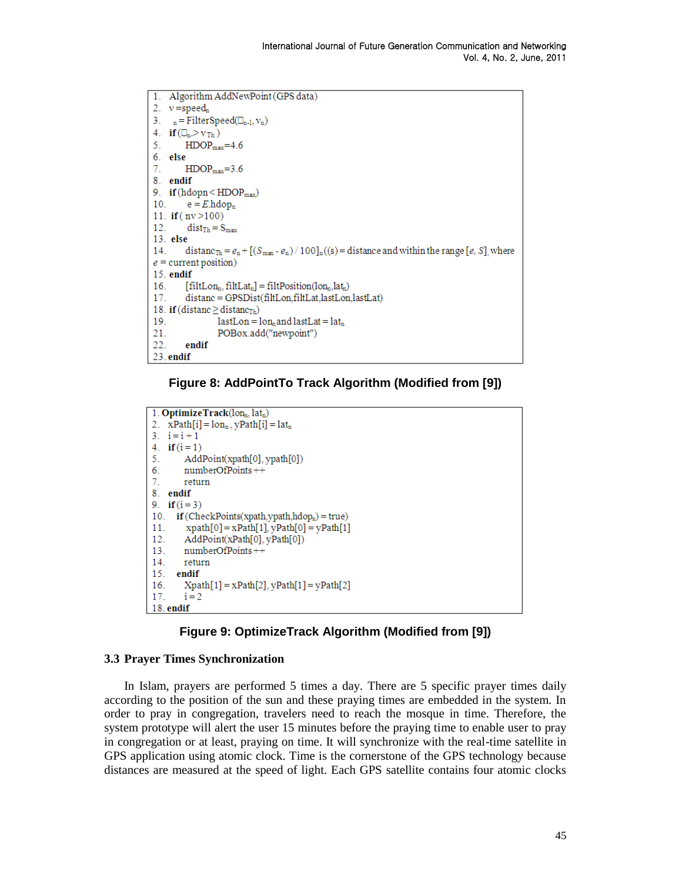```
1.  Algorithm AddNewPoint(GPS data)
2.  v=speed_n
3.   _n = FilterSpeed(□_n-1, v_n)
4.  if (□_n > v_Th)
5.       HDOP_max=4.6
6.  else
7.       HDOP_max=3.6
8.  endif
9.  if (hdopn < HDOP_max)
10.      e = E.hdop_n
11. if ( nv >100)
12.      dist_Th = S_max
13. else
14.      distanc_Th = e_n + [(S_max - e_n) / 100]_n((s) = distance and within the range [e, S], where
e = current position)
15. endif
16.      [filtLon_n, filtLat_n] = filtPosition(lon_n,lat_n)
17.      distanc = GPSDist(filtLon,filtLat,lastLon,lastLat)
18. if (distanc ≥ distanc_Th)
19.              lastLon = lon_n and lastLat = lat_n
21.              POBox.add("newpoint")
22.      endif
23. endif
```

**Figure 8: AddPointTo Track Algorithm (Modified from [9])**

```
1. OptimizeTrack(lon_n, lat_n)
2.  xPath[i] = lon_n , yPath[i] = lat_n
3.  i = i + 1
4.  if (i = 1)
5.       AddPoint(xpath[0], ypath[0])
6.       numberOfPoints ++
7.       return
8.  endif
9.  if (i = 3)
10.    if (CheckPoints(xpath,ypath,hdop_n) = true)
11.       xpath[0] = xPath[1], yPath[0] = yPath[1]
12.      AddPoint(xPath[0], yPath[0])
13.      numberOfPoints ++
14.      return
15.    endif
16.      Xpath[1] = xPath[2], yPath[1] = yPath[2]
17.      i = 2
18. endif
```

**Figure 9: OptimizeTrack Algorithm (Modified from [9])**

### 3.3 Prayer Times Synchronization

In Islam, prayers are performed 5 times a day. There are 5 specific prayer times daily according to the position of the sun and these praying times are embedded in the system. In order to pray in congregation, travelers need to reach the mosque in time. Therefore, the system prototype will alert the user 15 minutes before the praying time to enable user to pray in congregation or at least, praying on time. It will synchronize with the real-time satellite in GPS application using atomic clock. Time is the cornerstone of the GPS technology because distances are measured at the speed of light. Each GPS satellite contains four atomic clocks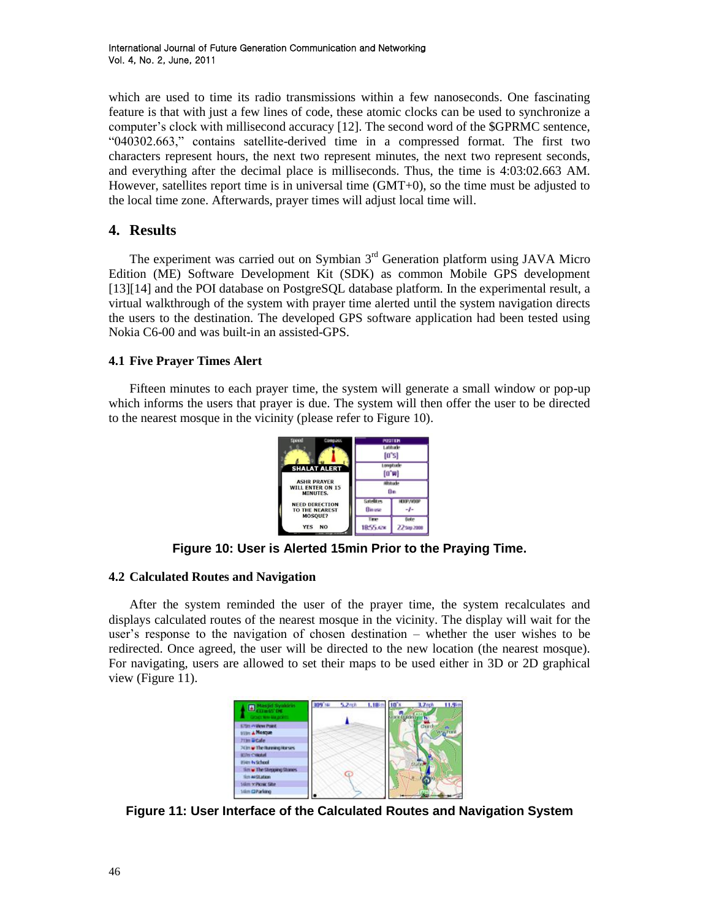which are used to time its radio transmissions within a few nanoseconds. One fascinating feature is that with just a few lines of code, these atomic clocks can be used to synchronize a computer's clock with millisecond accuracy [12]. The second word of the $GPRMC sentence, "040302.663," contains satellite-derived time in a compressed format. The first two characters represent hours, the next two represent minutes, the next two represent seconds, and everything after the decimal place is milliseconds. Thus, the time is 4:03:02.663 AM. However, satellites report time is in universal time (GMT+0), so the time must be adjusted to the local time zone. Afterwards, prayer times will adjust local time will.

## 4. Results

The experiment was carried out on Symbian 3rd Generation platform using JAVA Micro Edition (ME) Software Development Kit (SDK) as common Mobile GPS development [13][14] and the POI database on PostgreSQL database platform. In the experimental result, a virtual walkthrough of the system with prayer time alerted until the system navigation directs the users to the destination. The developed GPS software application had been tested using Nokia C6-00 and was built-in an assisted-GPS.

### 4.1 Five Prayer Times Alert

Fifteen minutes to each prayer time, the system will generate a small window or pop-up which informs the users that prayer is due. The system will then offer the user to be directed to the nearest mosque in the vicinity (please refer to Figure 10).

**Figure 10: User is Alerted 15min Prior to the Praying Time.**

### 4.2 Calculated Routes and Navigation

After the system reminded the user of the prayer time, the system recalculates and displays calculated routes of the nearest mosque in the vicinity. The display will wait for the user's response to the navigation of chosen destination – whether the user wishes to be redirected. Once agreed, the user will be directed to the new location (the nearest mosque). For navigating, users are allowed to set their maps to be used either in 3D or 2D graphical view (Figure 11).

**Figure 11: User Interface of the Calculated Routes and Navigation System**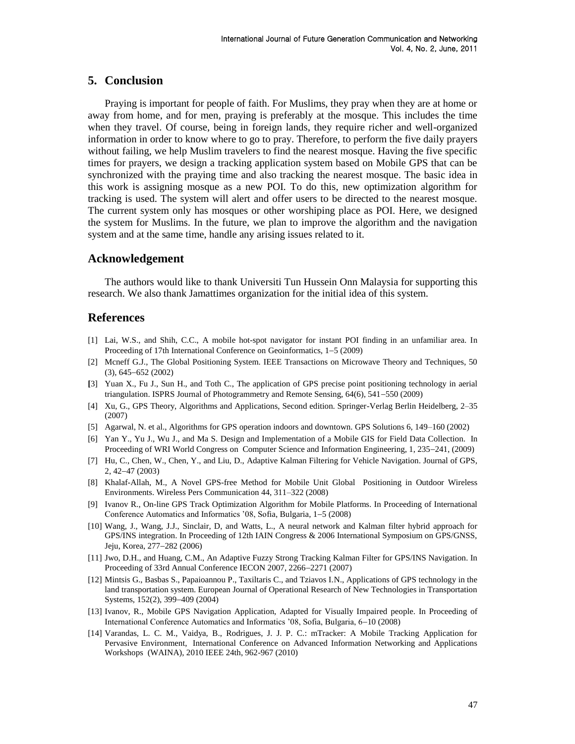## 5. Conclusion

Praying is important for people of faith. For Muslims, they pray when they are at home or away from home, and for men, praying is preferably at the mosque. This includes the time when they travel. Of course, being in foreign lands, they require richer and well-organized information in order to know where to go to pray. Therefore, to perform the five daily prayers without failing, we help Muslim travelers to find the nearest mosque. Having the five specific times for prayers, we design a tracking application system based on Mobile GPS that can be synchronized with the praying time and also tracking the nearest mosque. The basic idea in this work is assigning mosque as a new POI. To do this, new optimization algorithm for tracking is used. The system will alert and offer users to be directed to the nearest mosque. The current system only has mosques or other worshiping place as POI. Here, we designed the system for Muslims. In the future, we plan to improve the algorithm and the navigation system and at the same time, handle any arising issues related to it.

## Acknowledgement

The authors would like to thank Universiti Tun Hussein Onn Malaysia for supporting this research. We also thank Jamattimes organization for the initial idea of this system.

## References

[1] Lai, W.S., and Shih, C.C., A mobile hot-spot navigator for instant POI finding in an unfamiliar area. In Proceeding of 17th International Conference on Geoinformatics, 1–5 (2009)

[2] Mcneff G.J., The Global Positioning System. IEEE Transactions on Microwave Theory and Techniques, 50 (3), 645–652 (2002)

[3] Yuan X., Fu J., Sun H., and Toth C., The application of GPS precise point positioning technology in aerial triangulation. ISPRS Journal of Photogrammetry and Remote Sensing, 64(6), 541–550 (2009)

[4] Xu, G., GPS Theory, Algorithms and Applications, Second edition. Springer-Verlag Berlin Heidelberg, 2–35 (2007)

[5] Agarwal, N. et al., Algorithms for GPS operation indoors and downtown. GPS Solutions 6, 149–160 (2002)

[6] Yan Y., Yu J., Wu J., and Ma S. Design and Implementation of a Mobile GIS for Field Data Collection. In Proceeding of WRI World Congress on Computer Science and Information Engineering, 1, 235–241, (2009)

[7] Hu, C., Chen, W., Chen, Y., and Liu, D., Adaptive Kalman Filtering for Vehicle Navigation. Journal of GPS, 2, 42–47 (2003)

[8] Khalaf-Allah, M., A Novel GPS-free Method for Mobile Unit Global Positioning in Outdoor Wireless Environments. Wireless Pers Communication 44, 311–322 (2008)

[9] Ivanov R., On-line GPS Track Optimization Algorithm for Mobile Platforms. In Proceeding of International Conference Automatics and Informatics '08, Sofia, Bulgaria, 1–5 (2008)

[10] Wang, J., Wang, J.J., Sinclair, D, and Watts, L., A neural network and Kalman filter hybrid approach for GPS/INS integration. In Proceeding of 12th IAIN Congress & 2006 International Symposium on GPS/GNSS, Jeju, Korea, 277–282 (2006)

[11] Jwo, D.H., and Huang, C.M., An Adaptive Fuzzy Strong Tracking Kalman Filter for GPS/INS Navigation. In Proceeding of 33rd Annual Conference IECON 2007, 2266–2271 (2007)

[12] Mintsis G., Basbas S., Papaioannou P., Taxiltaris C., and Tziavos I.N., Applications of GPS technology in the land transportation system. European Journal of Operational Research of New Technologies in Transportation Systems, 152(2), 399–409 (2004)

[13] Ivanov, R., Mobile GPS Navigation Application, Adapted for Visually Impaired people. In Proceeding of International Conference Automatics and Informatics '08, Sofia, Bulgaria, 6–10 (2008)

[14] Varandas, L. C. M., Vaidya, B., Rodrigues, J. J. P. C.: mTracker: A Mobile Tracking Application for Pervasive Environment, International Conference on Advanced Information Networking and Applications Workshops (WAINA), 2010 IEEE 24th, 962-967 (2010)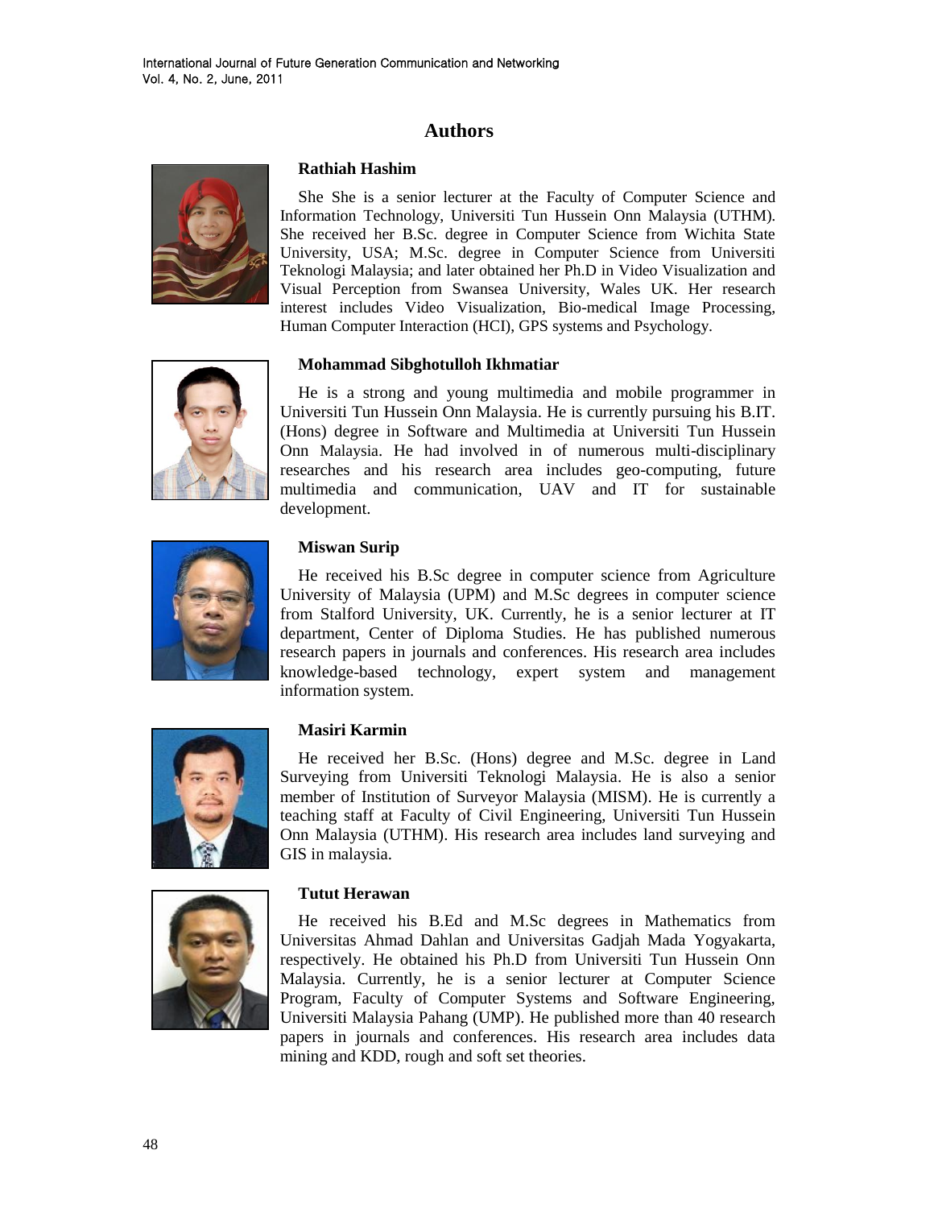## Authors

### Rathiah Hashim

She She is a senior lecturer at the Faculty of Computer Science and Information Technology, Universiti Tun Hussein Onn Malaysia (UTHM). She received her B.Sc. degree in Computer Science from Wichita State University, USA; M.Sc. degree in Computer Science from Universiti Teknologi Malaysia; and later obtained her Ph.D in Video Visualization and Visual Perception from Swansea University, Wales UK. Her research interest includes Video Visualization, Bio-medical Image Processing, Human Computer Interaction (HCI), GPS systems and Psychology.

### Mohammad Sibghotulloh Ikhmatiar

He is a strong and young multimedia and mobile programmer in Universiti Tun Hussein Onn Malaysia. He is currently pursuing his B.IT. (Hons) degree in Software and Multimedia at Universiti Tun Hussein Onn Malaysia. He had involved in of numerous multi-disciplinary researches and his research area includes geo-computing, future multimedia and communication, UAV and IT for sustainable development.

### Miswan Surip

He received his B.Sc degree in computer science from Agriculture University of Malaysia (UPM) and M.Sc degrees in computer science from Stalford University, UK. Currently, he is a senior lecturer at IT department, Center of Diploma Studies. He has published numerous research papers in journals and conferences. His research area includes knowledge-based technology, expert system and management information system.

### Masiri Karmin

He received her B.Sc. (Hons) degree and M.Sc. degree in Land Surveying from Universiti Teknologi Malaysia. He is also a senior member of Institution of Surveyor Malaysia (MISM). He is currently a teaching staff at Faculty of Civil Engineering, Universiti Tun Hussein Onn Malaysia (UTHM). His research area includes land surveying and GIS in malaysia.

### Tutut Herawan

He received his B.Ed and M.Sc degrees in Mathematics from Universitas Ahmad Dahlan and Universitas Gadjah Mada Yogyakarta, respectively. He obtained his Ph.D from Universiti Tun Hussein Onn Malaysia. Currently, he is a senior lecturer at Computer Science Program, Faculty of Computer Systems and Software Engineering, Universiti Malaysia Pahang (UMP). He published more than 40 research papers in journals and conferences. His research area includes data mining and KDD, rough and soft set theories.